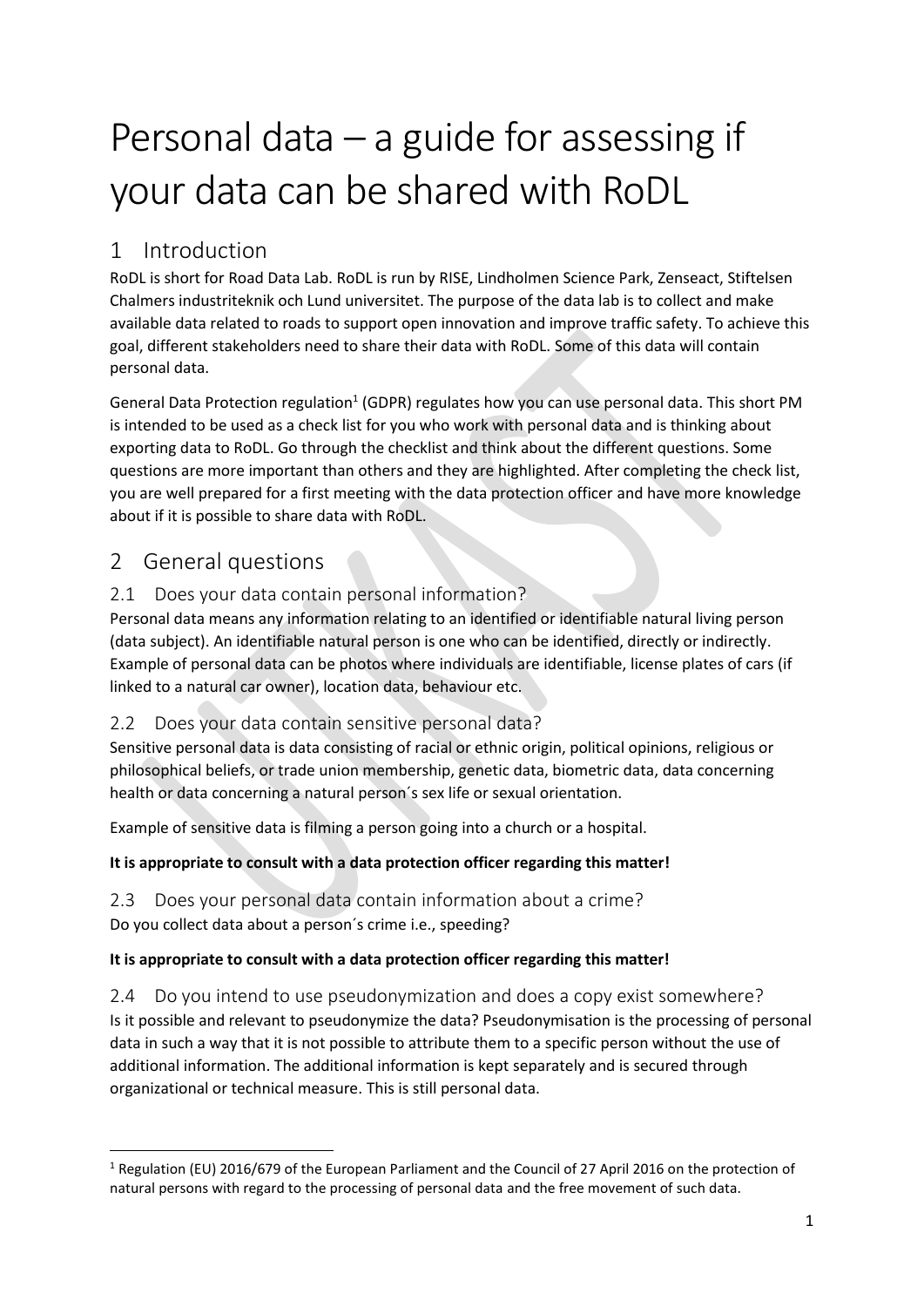# Personal data – a guide for assessing if your data can be shared with RoDL

## 1 Introduction

RoDL is short for Road Data Lab. RoDL is run by RISE, Lindholmen Science Park, Zenseact, Stiftelsen Chalmers industriteknik och Lund universitet. The purpose of the data lab is to collect and make available data related to roads to support open innovation and improve traffic safety. To achieve this goal, different stakeholders need to share their data with RoDL. Some of this data will contain personal data.

General Data Protection regulation[1] (GDPR) regulates how you can use personal data. This short PM is intended to be used as a check list for you who work with personal data and is thinking about exporting data to RoDL. Go through the checklist and think about the different questions. Some questions are more important than others and they are highlighted. After completing the check list, you are well prepared for a first meeting with the data protection officer and have more knowledge about if it is possible to share data with RoDL.

## 2 General questions

### 2.1 Does your data contain personal information?

Personal data means any information relating to an identified or identifiable natural living person (data subject). An identifiable natural person is one who can be identified, directly or indirectly. Example of personal data can be photos where individuals are identifiable, license plates of cars (if linked to a natural car owner), location data, behaviour etc.

### 2.2 Does your data contain sensitive personal data?

Sensitive personal data is data consisting of racial or ethnic origin, political opinions, religious or philosophical beliefs, or trade union membership, genetic data, biometric data, data concerning health or data concerning a natural person´s sex life or sexual orientation.

Example of sensitive data is filming a person going into a church or a hospital.

**It is appropriate to consult with a data protection officer regarding this matter!**

### 2.3 Does your personal data contain information about a crime?

Do you collect data about a person´s crime i.e., speeding?

**It is appropriate to consult with a data protection officer regarding this matter!**

### 2.4 Do you intend to use pseudonymization and does a copy exist somewhere?

Is it possible and relevant to pseudonymize the data? Pseudonymisation is the processing of personal data in such a way that it is not possible to attribute them to a specific person without the use of additional information. The additional information is kept separately and is secured through organizational or technical measure. This is still personal data.

[1] Regulation (EU) 2016/679 of the European Parliament and the Council of 27 April 2016 on the protection of natural persons with regard to the processing of personal data and the free movement of such data.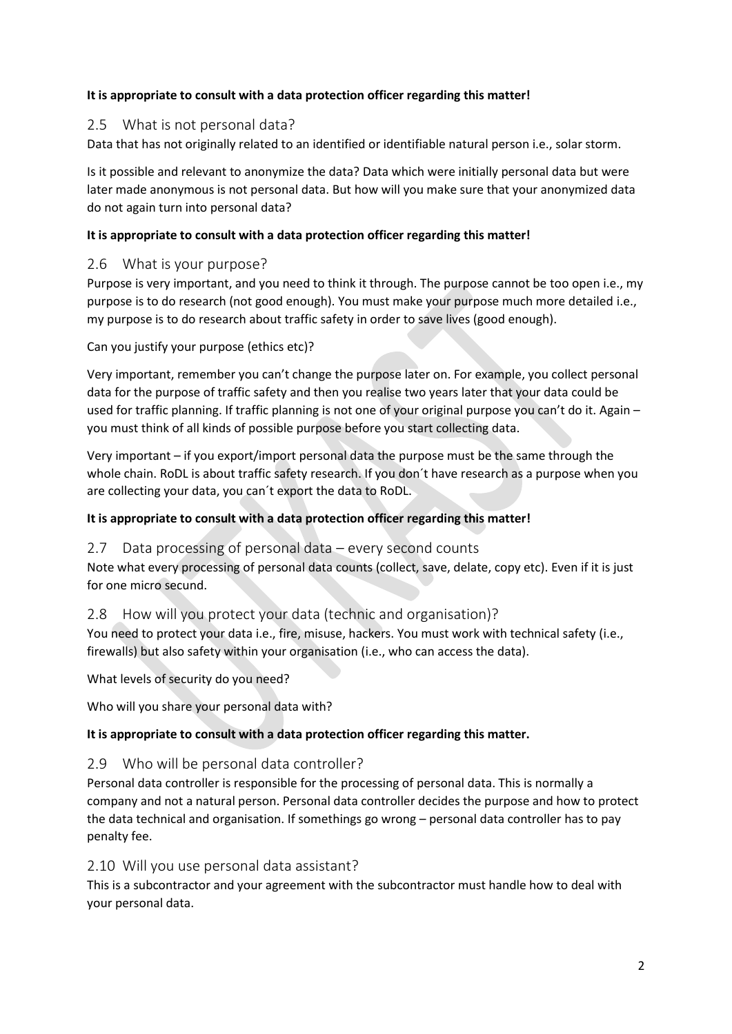**It is appropriate to consult with a data protection officer regarding this matter!**

## 2.5 What is not personal data?

Data that has not originally related to an identified or identifiable natural person i.e., solar storm.

Is it possible and relevant to anonymize the data? Data which were initially personal data but were later made anonymous is not personal data. But how will you make sure that your anonymized data do not again turn into personal data?

**It is appropriate to consult with a data protection officer regarding this matter!**

## 2.6 What is your purpose?

Purpose is very important, and you need to think it through. The purpose cannot be too open i.e., my purpose is to do research (not good enough). You must make your purpose much more detailed i.e., my purpose is to do research about traffic safety in order to save lives (good enough).

Can you justify your purpose (ethics etc)?

Very important, remember you can't change the purpose later on. For example, you collect personal data for the purpose of traffic safety and then you realise two years later that your data could be used for traffic planning. If traffic planning is not one of your original purpose you can't do it. Again – you must think of all kinds of possible purpose before you start collecting data.

Very important – if you export/import personal data the purpose must be the same through the whole chain. RoDL is about traffic safety research. If you don´t have research as a purpose when you are collecting your data, you can´t export the data to RoDL.

**It is appropriate to consult with a data protection officer regarding this matter!**

## 2.7 Data processing of personal data – every second counts

Note what every processing of personal data counts (collect, save, delate, copy etc). Even if it is just for one micro secund.

## 2.8 How will you protect your data (technic and organisation)?

You need to protect your data i.e., fire, misuse, hackers. You must work with technical safety (i.e., firewalls) but also safety within your organisation (i.e., who can access the data).

What levels of security do you need?

Who will you share your personal data with?

**It is appropriate to consult with a data protection officer regarding this matter.**

## 2.9 Who will be personal data controller?

Personal data controller is responsible for the processing of personal data. This is normally a company and not a natural person. Personal data controller decides the purpose and how to protect the data technical and organisation. If somethings go wrong – personal data controller has to pay penalty fee.

## 2.10 Will you use personal data assistant?

This is a subcontractor and your agreement with the subcontractor must handle how to deal with your personal data.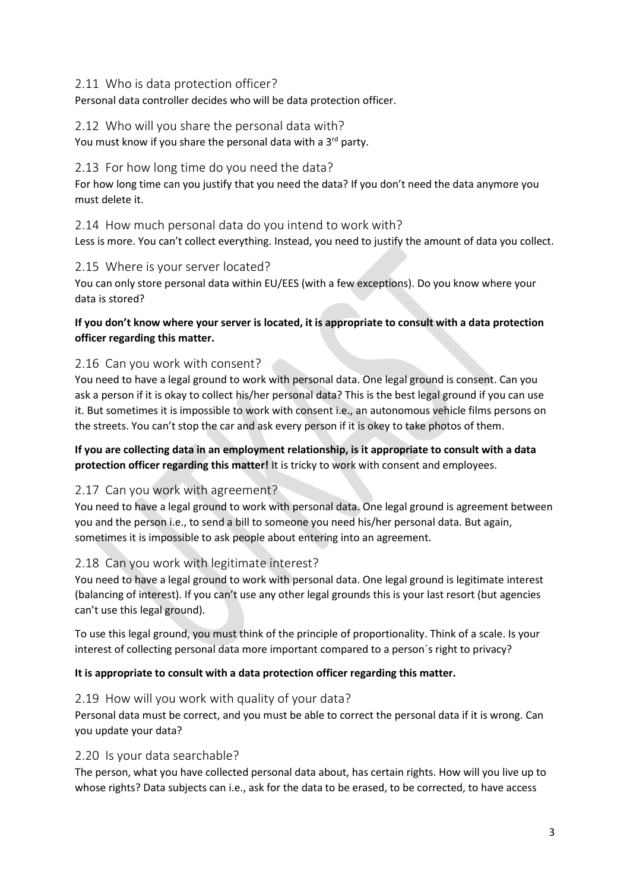### 2.11 Who is data protection officer?

Personal data controller decides who will be data protection officer.

### 2.12 Who will you share the personal data with?

You must know if you share the personal data with a 3rd party.

### 2.13 For how long time do you need the data?

For how long time can you justify that you need the data? If you don't need the data anymore you must delete it.

### 2.14 How much personal data do you intend to work with?

Less is more. You can't collect everything. Instead, you need to justify the amount of data you collect.

### 2.15 Where is your server located?

You can only store personal data within EU/EES (with a few exceptions). Do you know where your data is stored?

**If you don't know where your server is located, it is appropriate to consult with a data protection officer regarding this matter.**

### 2.16 Can you work with consent?

You need to have a legal ground to work with personal data. One legal ground is consent. Can you ask a person if it is okay to collect his/her personal data? This is the best legal ground if you can use it. But sometimes it is impossible to work with consent i.e., an autonomous vehicle films persons on the streets. You can't stop the car and ask every person if it is okey to take photos of them.

**If you are collecting data in an employment relationship, is it appropriate to consult with a data protection officer regarding this matter!** It is tricky to work with consent and employees.

### 2.17 Can you work with agreement?

You need to have a legal ground to work with personal data. One legal ground is agreement between you and the person i.e., to send a bill to someone you need his/her personal data. But again, sometimes it is impossible to ask people about entering into an agreement.

### 2.18 Can you work with legitimate interest?

You need to have a legal ground to work with personal data. One legal ground is legitimate interest (balancing of interest). If you can't use any other legal grounds this is your last resort (but agencies can't use this legal ground).

To use this legal ground, you must think of the principle of proportionality. Think of a scale. Is your interest of collecting personal data more important compared to a person´s right to privacy?

**It is appropriate to consult with a data protection officer regarding this matter.**

### 2.19 How will you work with quality of your data?

Personal data must be correct, and you must be able to correct the personal data if it is wrong. Can you update your data?

### 2.20 Is your data searchable?

The person, what you have collected personal data about, has certain rights. How will you live up to whose rights? Data subjects can i.e., ask for the data to be erased, to be corrected, to have access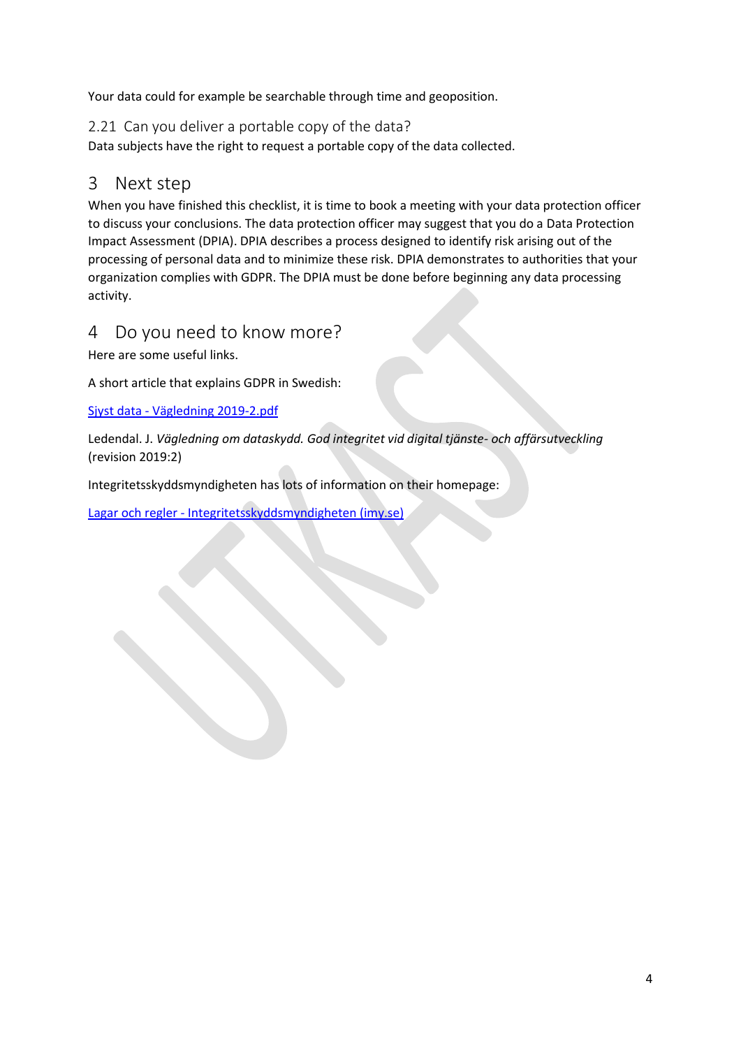Your data could for example be searchable through time and geoposition.

### 2.21 Can you deliver a portable copy of the data?

Data subjects have the right to request a portable copy of the data collected.

## 3 Next step

When you have finished this checklist, it is time to book a meeting with your data protection officer to discuss your conclusions. The data protection officer may suggest that you do a Data Protection Impact Assessment (DPIA). DPIA describes a process designed to identify risk arising out of the processing of personal data and to minimize these risk. DPIA demonstrates to authorities that your organization complies with GDPR. The DPIA must be done before beginning any data processing activity.

## 4 Do you need to know more?

Here are some useful links.

A short article that explains GDPR in Swedish:

Sjyst data - Vägledning 2019-2.pdf

Ledendal. J. *Vägledning om dataskydd. God integritet vid digital tjänste- och affärsutveckling* (revision 2019:2)

Integritetsskyddsmyndigheten has lots of information on their homepage:

Lagar och regler - Integritetsskyddsmyndigheten (imy.se)